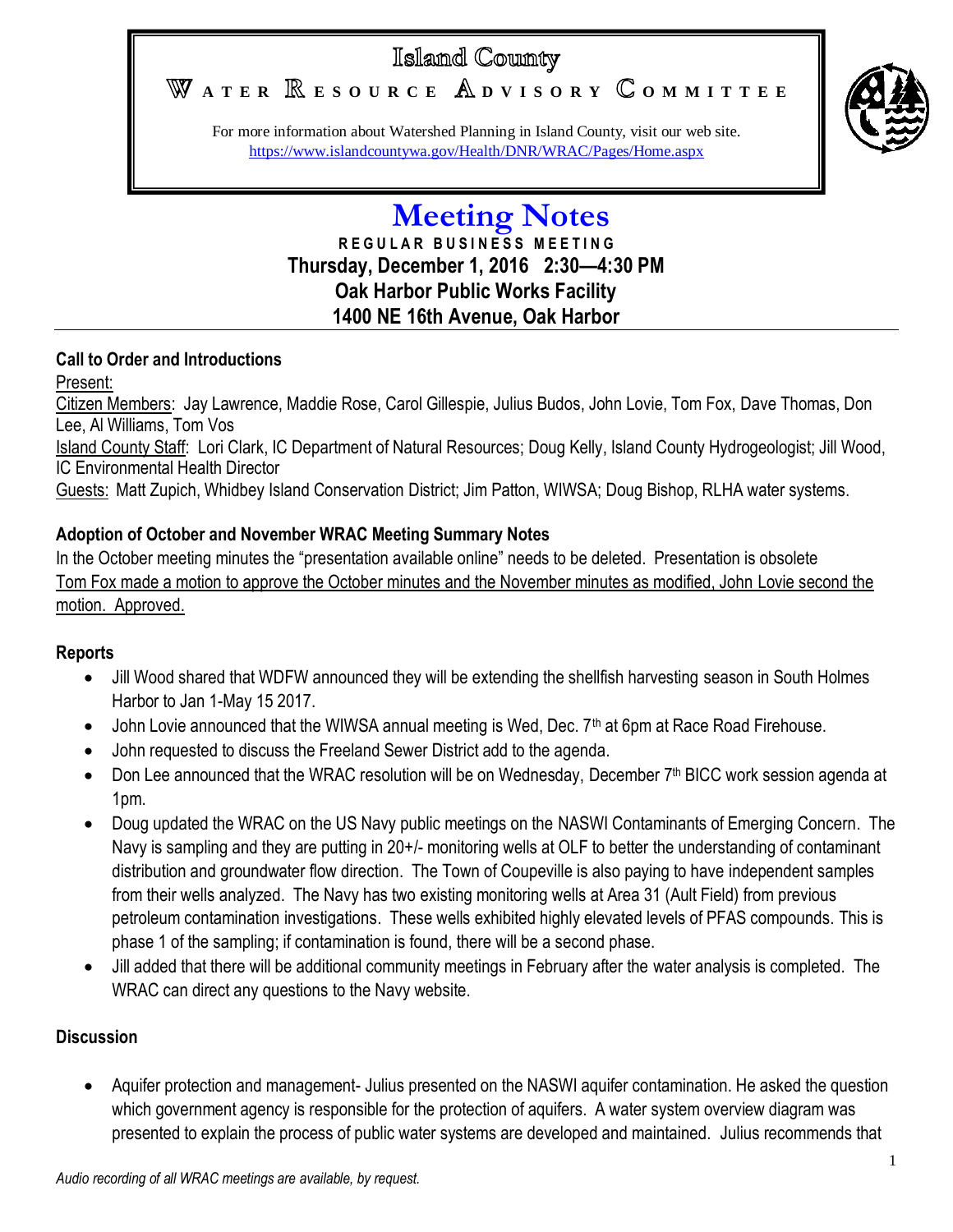# Island County

## Water Resource Advisory Committee

For more information about Watershed Planning in Island County, visit our web site.
https://www.islandcountywa.gov/Health/DNR/WRAC/Pages/Home.aspx

# Meeting Notes

**REGULAR BUSINESS MEETING**
**Thursday, December 1, 2016 2:30—4:30 PM**
**Oak Harbor Public Works Facility**
**1400 NE 16th Avenue, Oak Harbor**

---

### Call to Order and Introductions

Present:

Citizen Members: Jay Lawrence, Maddie Rose, Carol Gillespie, Julius Budos, John Lovie, Tom Fox, Dave Thomas, Don Lee, Al Williams, Tom Vos

Island County Staff: Lori Clark, IC Department of Natural Resources; Doug Kelly, Island County Hydrogeologist; Jill Wood, IC Environmental Health Director

Guests: Matt Zupich, Whidbey Island Conservation District; Jim Patton, WIWSA; Doug Bishop, RLHA water systems.

### Adoption of October and November WRAC Meeting Summary Notes

In the October meeting minutes the "presentation available online" needs to be deleted. Presentation is obsolete

Tom Fox made a motion to approve the October minutes and the November minutes as modified, John Lovie second the motion. Approved.

### Reports

- Jill Wood shared that WDFW announced they will be extending the shellfish harvesting season in South Holmes Harbor to Jan 1-May 15 2017.
- John Lovie announced that the WIWSA annual meeting is Wed, Dec. 7th at 6pm at Race Road Firehouse.
- John requested to discuss the Freeland Sewer District add to the agenda.
- Don Lee announced that the WRAC resolution will be on Wednesday, December 7th BICC work session agenda at 1pm.
- Doug updated the WRAC on the US Navy public meetings on the NASWI Contaminants of Emerging Concern. The Navy is sampling and they are putting in 20+/- monitoring wells at OLF to better the understanding of contaminant distribution and groundwater flow direction. The Town of Coupeville is also paying to have independent samples from their wells analyzed. The Navy has two existing monitoring wells at Area 31 (Ault Field) from previous petroleum contamination investigations. These wells exhibited highly elevated levels of PFAS compounds. This is phase 1 of the sampling; if contamination is found, there will be a second phase.
- Jill added that there will be additional community meetings in February after the water analysis is completed. The WRAC can direct any questions to the Navy website.

### Discussion

- Aquifer protection and management- Julius presented on the NASWI aquifer contamination. He asked the question which government agency is responsible for the protection of aquifers. A water system overview diagram was presented to explain the process of public water systems are developed and maintained. Julius recommends that

*Audio recording of all WRAC meetings are available, by request.*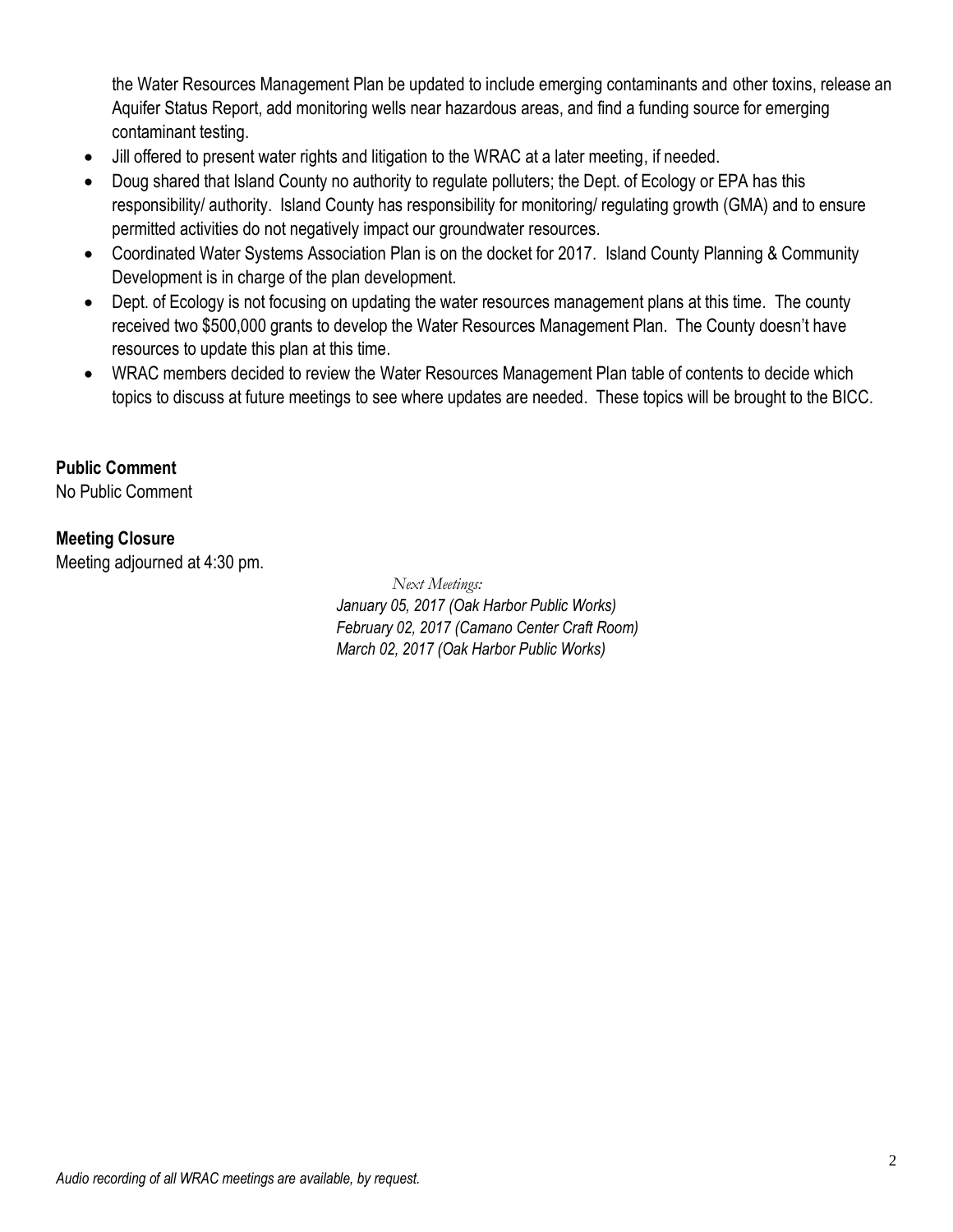the Water Resources Management Plan be updated to include emerging contaminants and other toxins, release an Aquifer Status Report, add monitoring wells near hazardous areas, and find a funding source for emerging contaminant testing.

- Jill offered to present water rights and litigation to the WRAC at a later meeting, if needed.
- Doug shared that Island County no authority to regulate polluters; the Dept. of Ecology or EPA has this responsibility/ authority. Island County has responsibility for monitoring/ regulating growth (GMA) and to ensure permitted activities do not negatively impact our groundwater resources.
- Coordinated Water Systems Association Plan is on the docket for 2017. Island County Planning & Community Development is in charge of the plan development.
- Dept. of Ecology is not focusing on updating the water resources management plans at this time. The county received two $500,000 grants to develop the Water Resources Management Plan. The County doesn't have resources to update this plan at this time.
- WRAC members decided to review the Water Resources Management Plan table of contents to decide which topics to discuss at future meetings to see where updates are needed. These topics will be brought to the BICC.

**Public Comment**

No Public Comment

**Meeting Closure**

Meeting adjourned at 4:30 pm.

*Next Meetings:*
*January 05, 2017 (Oak Harbor Public Works)*
*February 02, 2017 (Camano Center Craft Room)*
*March 02, 2017 (Oak Harbor Public Works)*

*Audio recording of all WRAC meetings are available, by request.*